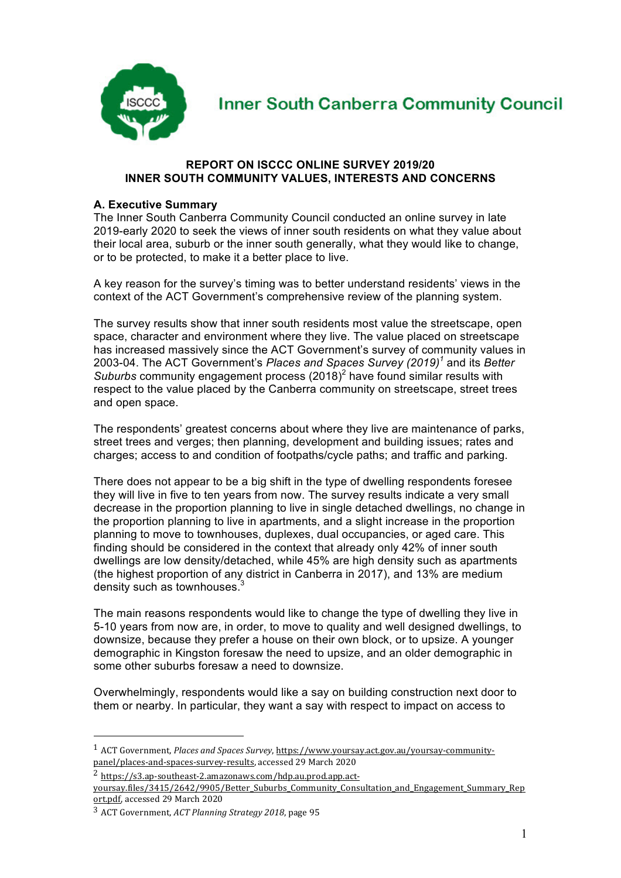# Inner South Canberra Community Council

**REPORT ON ISCCC ONLINE SURVEY 2019/20**
**INNER SOUTH COMMUNITY VALUES, INTERESTS AND CONCERNS**

## A. Executive Summary

The Inner South Canberra Community Council conducted an online survey in late 2019-early 2020 to seek the views of inner south residents on what they value about their local area, suburb or the inner south generally, what they would like to change, or to be protected, to make it a better place to live.

A key reason for the survey's timing was to better understand residents' views in the context of the ACT Government's comprehensive review of the planning system.

The survey results show that inner south residents most value the streetscape, open space, character and environment where they live. The value placed on streetscape has increased massively since the ACT Government's survey of community values in 2003-04. The ACT Government's *Places and Spaces Survey (2019)*[1] and its *Better Suburbs* community engagement process (2018)[2] have found similar results with respect to the value placed by the Canberra community on streetscape, street trees and open space.

The respondents' greatest concerns about where they live are maintenance of parks, street trees and verges; then planning, development and building issues; rates and charges; access to and condition of footpaths/cycle paths; and traffic and parking.

There does not appear to be a big shift in the type of dwelling respondents foresee they will live in five to ten years from now. The survey results indicate a very small decrease in the proportion planning to live in single detached dwellings, no change in the proportion planning to live in apartments, and a slight increase in the proportion planning to move to townhouses, duplexes, dual occupancies, or aged care. This finding should be considered in the context that already only 42% of inner south dwellings are low density/detached, while 45% are high density such as apartments (the highest proportion of any district in Canberra in 2017), and 13% are medium density such as townhouses.[3]

The main reasons respondents would like to change the type of dwelling they live in 5-10 years from now are, in order, to move to quality and well designed dwellings, to downsize, because they prefer a house on their own block, or to upsize. A younger demographic in Kingston foresaw the need to upsize, and an older demographic in some other suburbs foresaw a need to downsize.

Overwhelmingly, respondents would like a say on building construction next door to them or nearby. In particular, they want a say with respect to impact on access to

---

[1] ACT Government, *Places and Spaces Survey*, https://www.yoursay.act.gov.au/yoursay-community-panel/places-and-spaces-survey-results, accessed 29 March 2020

[2] https://s3.ap-southeast-2.amazonaws.com/hdp.au.prod.app.act-yoursay.files/3415/2642/9905/Better_Suburbs_Community_Consultation_and_Engagement_Summary_Report.pdf, accessed 29 March 2020

[3] ACT Government, *ACT Planning Strategy 2018*, page 95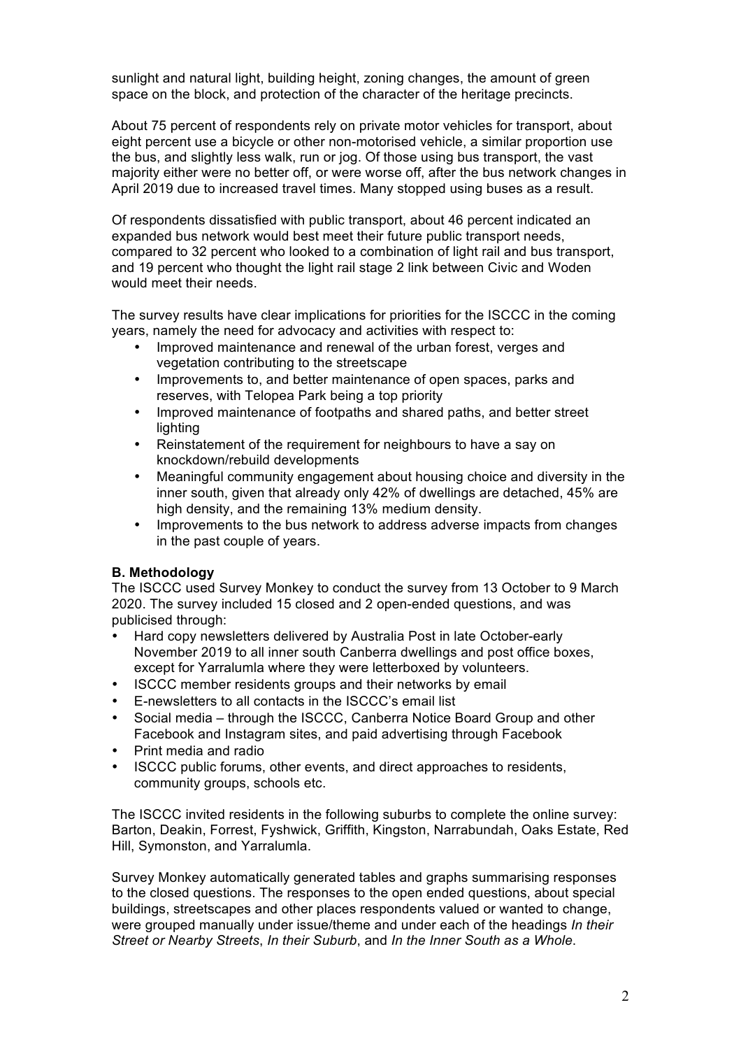sunlight and natural light, building height, zoning changes, the amount of green space on the block, and protection of the character of the heritage precincts.

About 75 percent of respondents rely on private motor vehicles for transport, about eight percent use a bicycle or other non-motorised vehicle, a similar proportion use the bus, and slightly less walk, run or jog. Of those using bus transport, the vast majority either were no better off, or were worse off, after the bus network changes in April 2019 due to increased travel times. Many stopped using buses as a result.

Of respondents dissatisfied with public transport, about 46 percent indicated an expanded bus network would best meet their future public transport needs, compared to 32 percent who looked to a combination of light rail and bus transport, and 19 percent who thought the light rail stage 2 link between Civic and Woden would meet their needs.

The survey results have clear implications for priorities for the ISCCC in the coming years, namely the need for advocacy and activities with respect to:

- Improved maintenance and renewal of the urban forest, verges and vegetation contributing to the streetscape
- Improvements to, and better maintenance of open spaces, parks and reserves, with Telopea Park being a top priority
- Improved maintenance of footpaths and shared paths, and better street lighting
- Reinstatement of the requirement for neighbours to have a say on knockdown/rebuild developments
- Meaningful community engagement about housing choice and diversity in the inner south, given that already only 42% of dwellings are detached, 45% are high density, and the remaining 13% medium density.
- Improvements to the bus network to address adverse impacts from changes in the past couple of years.

**B. Methodology**

The ISCCC used Survey Monkey to conduct the survey from 13 October to 9 March 2020. The survey included 15 closed and 2 open-ended questions, and was publicised through:

- Hard copy newsletters delivered by Australia Post in late October-early November 2019 to all inner south Canberra dwellings and post office boxes, except for Yarralumla where they were letterboxed by volunteers.
- ISCCC member residents groups and their networks by email
- E-newsletters to all contacts in the ISCCC's email list
- Social media – through the ISCCC, Canberra Notice Board Group and other Facebook and Instagram sites, and paid advertising through Facebook
- Print media and radio
- ISCCC public forums, other events, and direct approaches to residents, community groups, schools etc.

The ISCCC invited residents in the following suburbs to complete the online survey: Barton, Deakin, Forrest, Fyshwick, Griffith, Kingston, Narrabundah, Oaks Estate, Red Hill, Symonston, and Yarralumla.

Survey Monkey automatically generated tables and graphs summarising responses to the closed questions. The responses to the open ended questions, about special buildings, streetscapes and other places respondents valued or wanted to change, were grouped manually under issue/theme and under each of the headings *In their Street or Nearby Streets*, *In their Suburb*, and *In the Inner South as a Whole*.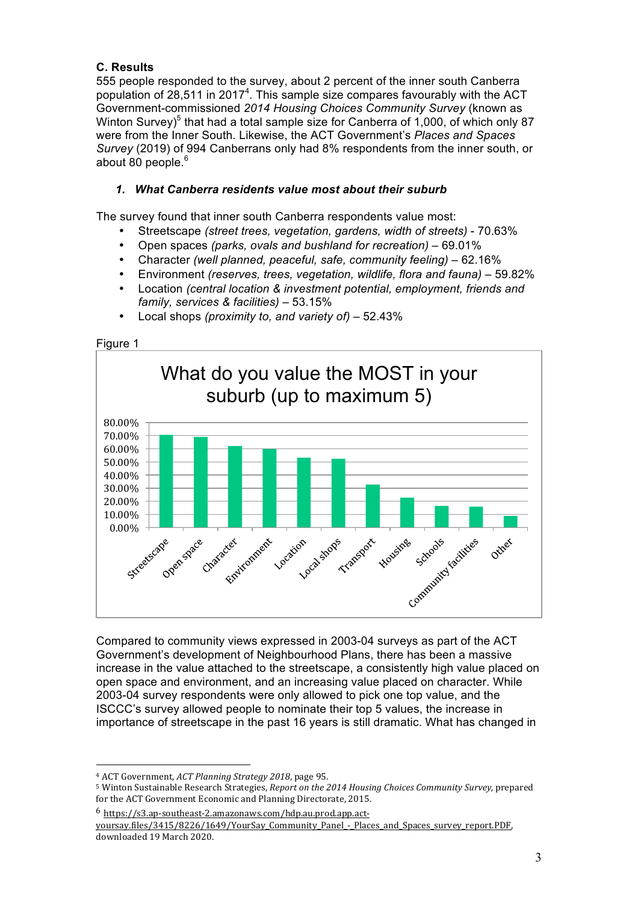### C. Results

555 people responded to the survey, about 2 percent of the inner south Canberra population of 28,511 in 2017[4]. This sample size compares favourably with the ACT Government-commissioned *2014 Housing Choices Community Survey* (known as Winton Survey)[5] that had a total sample size for Canberra of 1,000, of which only 87 were from the Inner South. Likewise, the ACT Government's *Places and Spaces Survey* (2019) of 994 Canberrans only had 8% respondents from the inner south, or about 80 people.[6]

#### 1. *What Canberra residents value most about their suburb*

The survey found that inner south Canberra respondents value most:

- Streetscape *(street trees, vegetation, gardens, width of streets)* - 70.63%
- Open spaces *(parks, ovals and bushland for recreation)* – 69.01%
- Character *(well planned, peaceful, safe, community feeling)* – 62.16%
- Environment *(reserves, trees, vegetation, wildlife, flora and fauna)* – 59.82%
- Location *(central location & investment potential, employment, friends and family, services & facilities)* – 53.15%
- Local shops *(proximity to, and variety of)* – 52.43%

Figure 1

What do you value the MOST in your suburb (up to maximum 5)

Compared to community views expressed in 2003-04 surveys as part of the ACT Government's development of Neighbourhood Plans, there has been a massive increase in the value attached to the streetscape, a consistently high value placed on open space and environment, and an increasing value placed on character. While 2003-04 survey respondents were only allowed to pick one top value, and the ISCCC's survey allowed people to nominate their top 5 values, the increase in importance of streetscape in the past 16 years is still dramatic. What has changed in

---

[4] ACT Government, *ACT Planning Strategy 2018*, page 95.

[5] Winton Sustainable Research Strategies, *Report on the 2014 Housing Choices Community Survey,* prepared for the ACT Government Economic and Planning Directorate, 2015.

[6] https://s3.ap-southeast-2.amazonaws.com/hdp.au.prod.app.act-yoursay.files/3415/8226/1649/YourSay_Community_Panel_-_Places_and_Spaces_survey_report.PDF, downloaded 19 March 2020.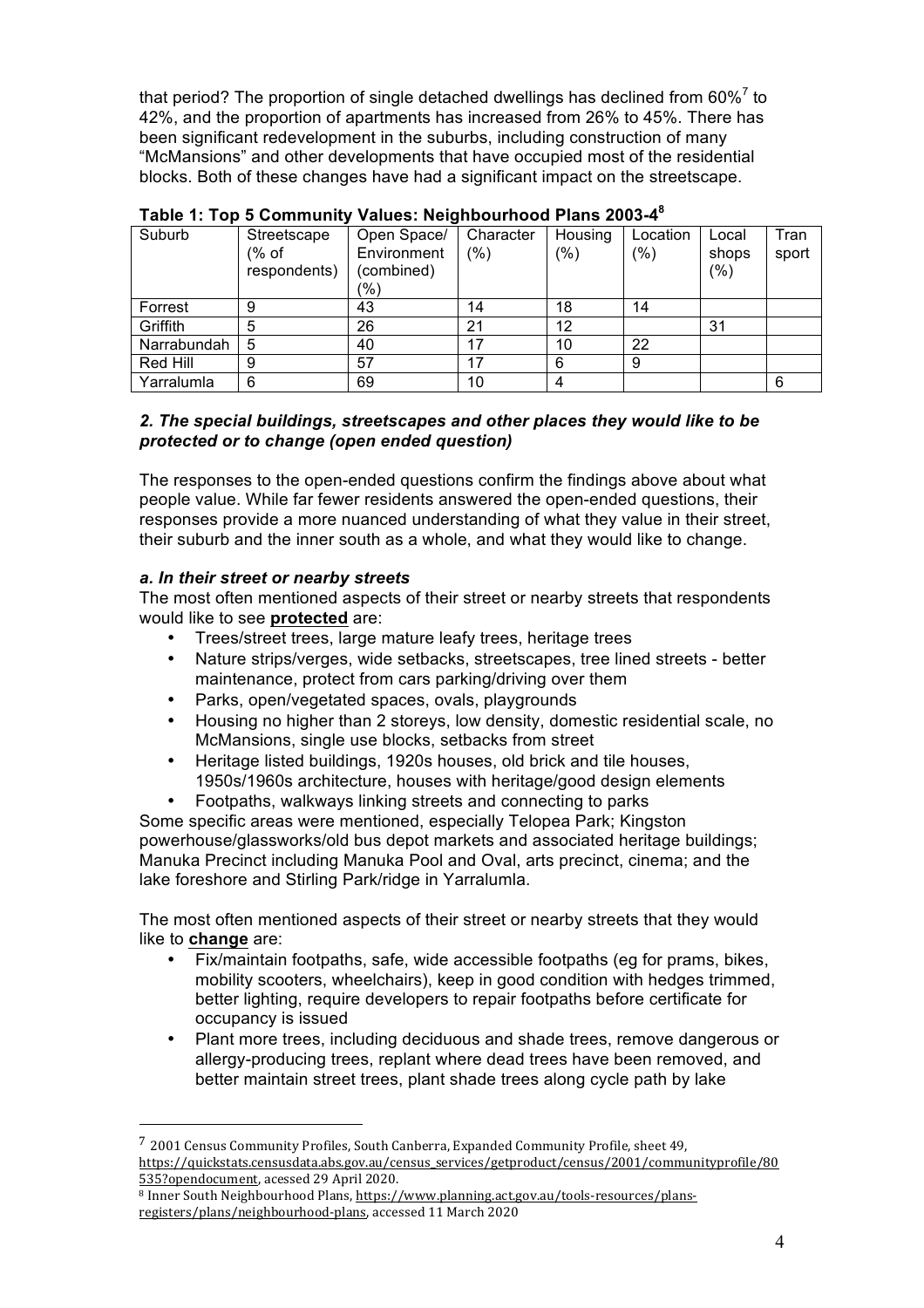that period? The proportion of single detached dwellings has declined from 60%[7] to 42%, and the proportion of apartments has increased from 26% to 45%. There has been significant redevelopment in the suburbs, including construction of many "McMansions" and other developments that have occupied most of the residential blocks. Both of these changes have had a significant impact on the streetscape.

**Table 1: Top 5 Community Values: Neighbourhood Plans 2003-4[8]**

| Suburb | Streetscape (% of respondents) | Open Space/ Environment (combined) (%) | Character (%) | Housing (%) | Location (%) | Local shops (%) | Transport |
|---|---|---|---|---|---|---|---|
| Forrest | 9 | 43 | 14 | 18 | 14 | | |
| Griffith | 5 | 26 | 21 | 12 | | 31 | |
| Narrabundah | 5 | 40 | 17 | 10 | 22 | | |
| Red Hill | 9 | 57 | 17 | 6 | 9 | | |
| Yarralumla | 6 | 69 | 10 | 4 | | | 6 |

### *2. The special buildings, streetscapes and other places they would like to be protected or to change (open ended question)*

The responses to the open-ended questions confirm the findings above about what people value. While far fewer residents answered the open-ended questions, their responses provide a more nuanced understanding of what they value in their street, their suburb and the inner south as a whole, and what they would like to change.

#### *a. In their street or nearby streets*

The most often mentioned aspects of their street or nearby streets that respondents would like to see **protected** are:

- Trees/street trees, large mature leafy trees, heritage trees
- Nature strips/verges, wide setbacks, streetscapes, tree lined streets - better maintenance, protect from cars parking/driving over them
- Parks, open/vegetated spaces, ovals, playgrounds
- Housing no higher than 2 storeys, low density, domestic residential scale, no McMansions, single use blocks, setbacks from street
- Heritage listed buildings, 1920s houses, old brick and tile houses, 1950s/1960s architecture, houses with heritage/good design elements
- Footpaths, walkways linking streets and connecting to parks

Some specific areas were mentioned, especially Telopea Park; Kingston powerhouse/glassworks/old bus depot markets and associated heritage buildings; Manuka Precinct including Manuka Pool and Oval, arts precinct, cinema; and the lake foreshore and Stirling Park/ridge in Yarralumla.

The most often mentioned aspects of their street or nearby streets that they would like to **change** are:

- Fix/maintain footpaths, safe, wide accessible footpaths (eg for prams, bikes, mobility scooters, wheelchairs), keep in good condition with hedges trimmed, better lighting, require developers to repair footpaths before certificate for occupancy is issued
- Plant more trees, including deciduous and shade trees, remove dangerous or allergy-producing trees, replant where dead trees have been removed, and better maintain street trees, plant shade trees along cycle path by lake

---

[7] 2001 Census Community Profiles, South Canberra, Expanded Community Profile, sheet 49, https://quickstats.censusdata.abs.gov.au/census_services/getproduct/census/2001/communityprofile/80535?opendocument, acessed 29 April 2020.

[8] Inner South Neighbourhood Plans, https://www.planning.act.gov.au/tools-resources/plans-registers/plans/neighbourhood-plans, accessed 11 March 2020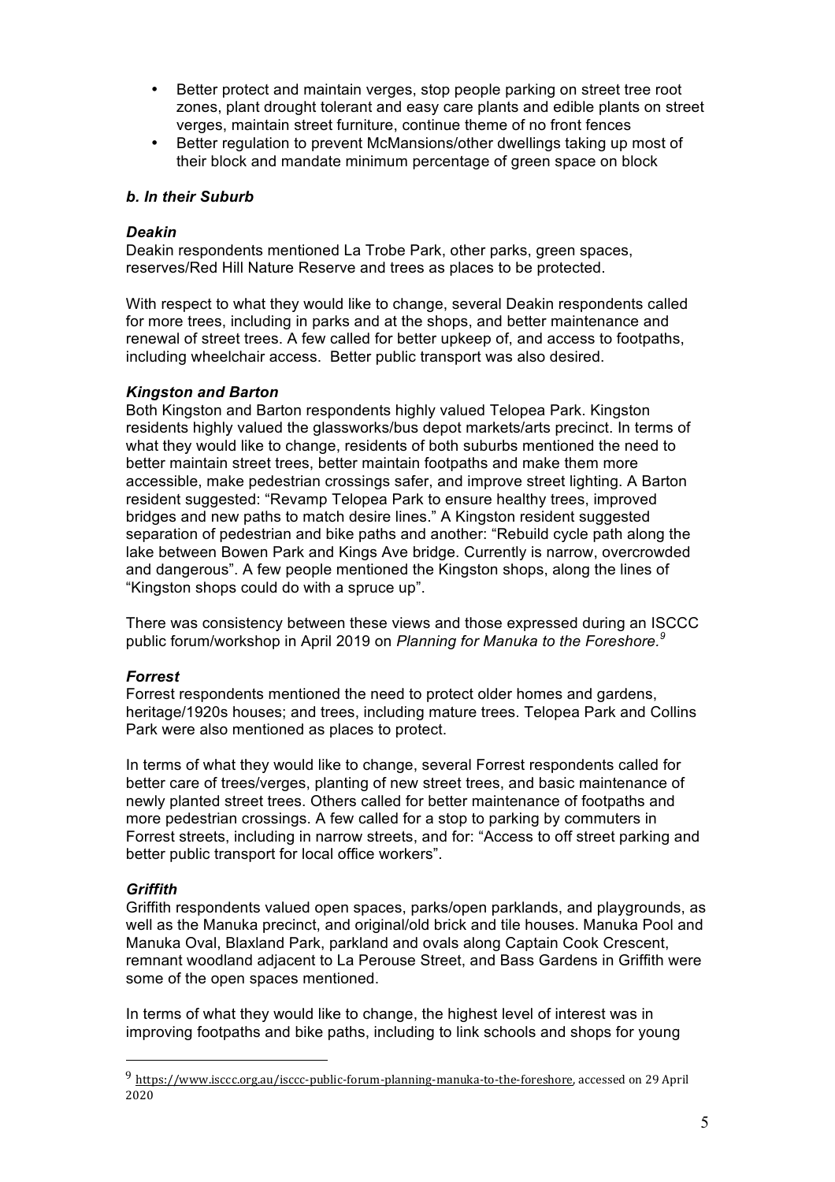- Better protect and maintain verges, stop people parking on street tree root zones, plant drought tolerant and easy care plants and edible plants on street verges, maintain street furniture, continue theme of no front fences
- Better regulation to prevent McMansions/other dwellings taking up most of their block and mandate minimum percentage of green space on block

### *b. In their Suburb*

#### *Deakin*

Deakin respondents mentioned La Trobe Park, other parks, green spaces, reserves/Red Hill Nature Reserve and trees as places to be protected.

With respect to what they would like to change, several Deakin respondents called for more trees, including in parks and at the shops, and better maintenance and renewal of street trees. A few called for better upkeep of, and access to footpaths, including wheelchair access. Better public transport was also desired.

#### *Kingston and Barton*

Both Kingston and Barton respondents highly valued Telopea Park. Kingston residents highly valued the glassworks/bus depot markets/arts precinct. In terms of what they would like to change, residents of both suburbs mentioned the need to better maintain street trees, better maintain footpaths and make them more accessible, make pedestrian crossings safer, and improve street lighting. A Barton resident suggested: "Revamp Telopea Park to ensure healthy trees, improved bridges and new paths to match desire lines." A Kingston resident suggested separation of pedestrian and bike paths and another: "Rebuild cycle path along the lake between Bowen Park and Kings Ave bridge. Currently is narrow, overcrowded and dangerous". A few people mentioned the Kingston shops, along the lines of "Kingston shops could do with a spruce up".

There was consistency between these views and those expressed during an ISCCC public forum/workshop in April 2019 on *Planning for Manuka to the Foreshore.*[9]

#### *Forrest*

Forrest respondents mentioned the need to protect older homes and gardens, heritage/1920s houses; and trees, including mature trees. Telopea Park and Collins Park were also mentioned as places to protect.

In terms of what they would like to change, several Forrest respondents called for better care of trees/verges, planting of new street trees, and basic maintenance of newly planted street trees. Others called for better maintenance of footpaths and more pedestrian crossings. A few called for a stop to parking by commuters in Forrest streets, including in narrow streets, and for: "Access to off street parking and better public transport for local office workers".

#### *Griffith*

Griffith respondents valued open spaces, parks/open parklands, and playgrounds, as well as the Manuka precinct, and original/old brick and tile houses. Manuka Pool and Manuka Oval, Blaxland Park, parkland and ovals along Captain Cook Crescent, remnant woodland adjacent to La Perouse Street, and Bass Gardens in Griffith were some of the open spaces mentioned.

In terms of what they would like to change, the highest level of interest was in improving footpaths and bike paths, including to link schools and shops for young

---

[9] https://www.isccc.org.au/isccc-public-forum-planning-manuka-to-the-foreshore, accessed on 29 April 2020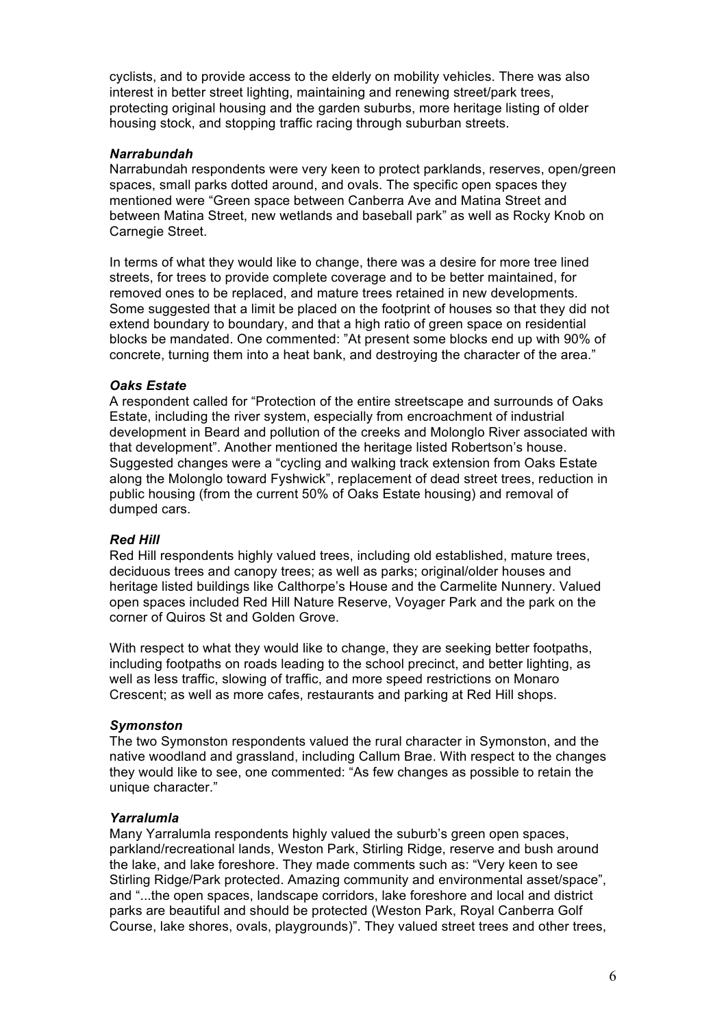cyclists, and to provide access to the elderly on mobility vehicles. There was also interest in better street lighting, maintaining and renewing street/park trees, protecting original housing and the garden suburbs, more heritage listing of older housing stock, and stopping traffic racing through suburban streets.

***Narrabundah***

Narrabundah respondents were very keen to protect parklands, reserves, open/green spaces, small parks dotted around, and ovals. The specific open spaces they mentioned were "Green space between Canberra Ave and Matina Street and between Matina Street, new wetlands and baseball park" as well as Rocky Knob on Carnegie Street.

In terms of what they would like to change, there was a desire for more tree lined streets, for trees to provide complete coverage and to be better maintained, for removed ones to be replaced, and mature trees retained in new developments. Some suggested that a limit be placed on the footprint of houses so that they did not extend boundary to boundary, and that a high ratio of green space on residential blocks be mandated. One commented: "At present some blocks end up with 90% of concrete, turning them into a heat bank, and destroying the character of the area."

***Oaks Estate***

A respondent called for "Protection of the entire streetscape and surrounds of Oaks Estate, including the river system, especially from encroachment of industrial development in Beard and pollution of the creeks and Molonglo River associated with that development". Another mentioned the heritage listed Robertson's house. Suggested changes were a "cycling and walking track extension from Oaks Estate along the Molonglo toward Fyshwick", replacement of dead street trees, reduction in public housing (from the current 50% of Oaks Estate housing) and removal of dumped cars.

***Red Hill***

Red Hill respondents highly valued trees, including old established, mature trees, deciduous trees and canopy trees; as well as parks; original/older houses and heritage listed buildings like Calthorpe's House and the Carmelite Nunnery. Valued open spaces included Red Hill Nature Reserve, Voyager Park and the park on the corner of Quiros St and Golden Grove.

With respect to what they would like to change, they are seeking better footpaths, including footpaths on roads leading to the school precinct, and better lighting, as well as less traffic, slowing of traffic, and more speed restrictions on Monaro Crescent; as well as more cafes, restaurants and parking at Red Hill shops.

***Symonston***

The two Symonston respondents valued the rural character in Symonston, and the native woodland and grassland, including Callum Brae. With respect to the changes they would like to see, one commented: "As few changes as possible to retain the unique character."

***Yarralumla***

Many Yarralumla respondents highly valued the suburb's green open spaces, parkland/recreational lands, Weston Park, Stirling Ridge, reserve and bush around the lake, and lake foreshore. They made comments such as: "Very keen to see Stirling Ridge/Park protected. Amazing community and environmental asset/space", and "...the open spaces, landscape corridors, lake foreshore and local and district parks are beautiful and should be protected (Weston Park, Royal Canberra Golf Course, lake shores, ovals, playgrounds)". They valued street trees and other trees,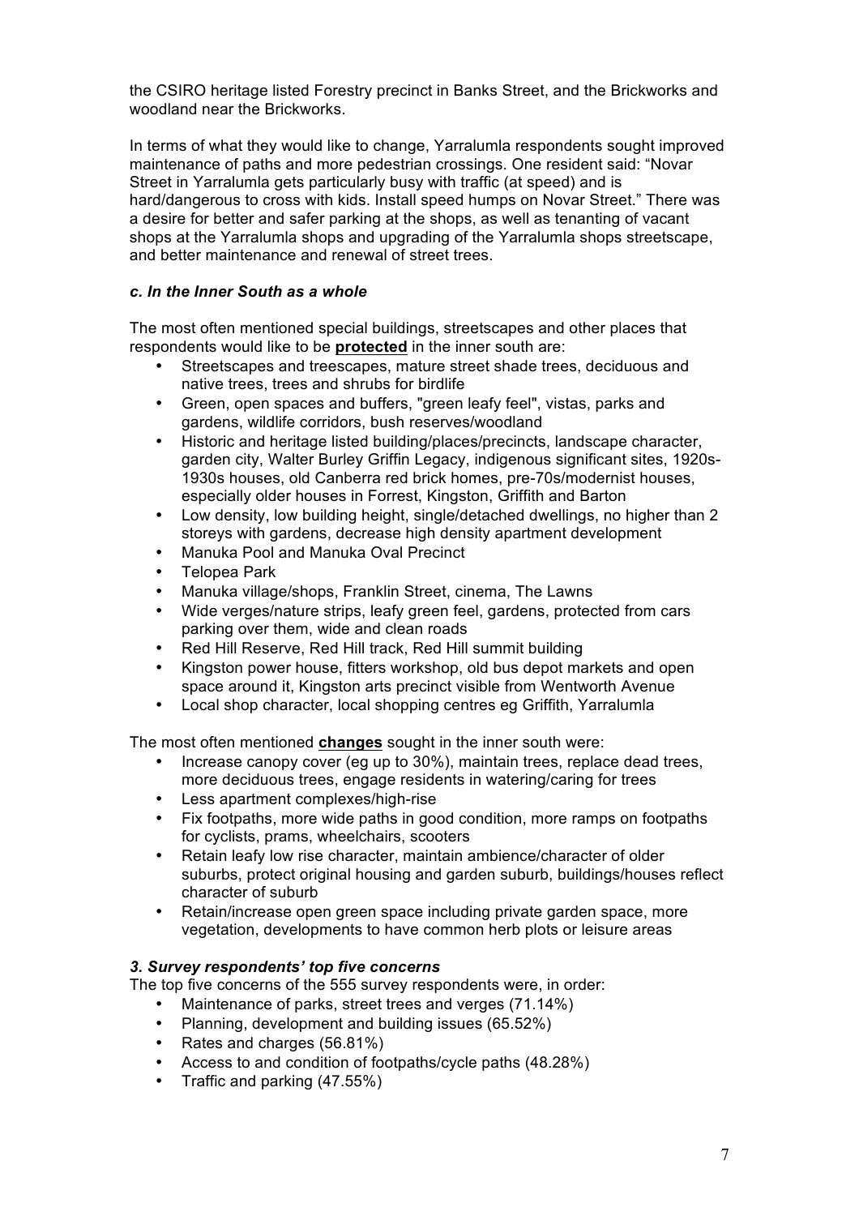the CSIRO heritage listed Forestry precinct in Banks Street, and the Brickworks and woodland near the Brickworks.

In terms of what they would like to change, Yarralumla respondents sought improved maintenance of paths and more pedestrian crossings. One resident said: "Novar Street in Yarralumla gets particularly busy with traffic (at speed) and is hard/dangerous to cross with kids. Install speed humps on Novar Street." There was a desire for better and safer parking at the shops, as well as tenanting of vacant shops at the Yarralumla shops and upgrading of the Yarralumla shops streetscape, and better maintenance and renewal of street trees.

### *c. In the Inner South as a whole*

The most often mentioned special buildings, streetscapes and other places that respondents would like to be **protected** in the inner south are:

- Streetscapes and treescapes, mature street shade trees, deciduous and native trees, trees and shrubs for birdlife
- Green, open spaces and buffers, "green leafy feel", vistas, parks and gardens, wildlife corridors, bush reserves/woodland
- Historic and heritage listed building/places/precincts, landscape character, garden city, Walter Burley Griffin Legacy, indigenous significant sites, 1920s-1930s houses, old Canberra red brick homes, pre-70s/modernist houses, especially older houses in Forrest, Kingston, Griffith and Barton
- Low density, low building height, single/detached dwellings, no higher than 2 storeys with gardens, decrease high density apartment development
- Manuka Pool and Manuka Oval Precinct
- Telopea Park
- Manuka village/shops, Franklin Street, cinema, The Lawns
- Wide verges/nature strips, leafy green feel, gardens, protected from cars parking over them, wide and clean roads
- Red Hill Reserve, Red Hill track, Red Hill summit building
- Kingston power house, fitters workshop, old bus depot markets and open space around it, Kingston arts precinct visible from Wentworth Avenue
- Local shop character, local shopping centres eg Griffith, Yarralumla

The most often mentioned **changes** sought in the inner south were:

- Increase canopy cover (eg up to 30%), maintain trees, replace dead trees, more deciduous trees, engage residents in watering/caring for trees
- Less apartment complexes/high-rise
- Fix footpaths, more wide paths in good condition, more ramps on footpaths for cyclists, prams, wheelchairs, scooters
- Retain leafy low rise character, maintain ambience/character of older suburbs, protect original housing and garden suburb, buildings/houses reflect character of suburb
- Retain/increase open green space including private garden space, more vegetation, developments to have common herb plots or leisure areas

### *3. Survey respondents' top five concerns*

The top five concerns of the 555 survey respondents were, in order:

- Maintenance of parks, street trees and verges (71.14%)
- Planning, development and building issues (65.52%)
- Rates and charges (56.81%)
- Access to and condition of footpaths/cycle paths (48.28%)
- Traffic and parking (47.55%)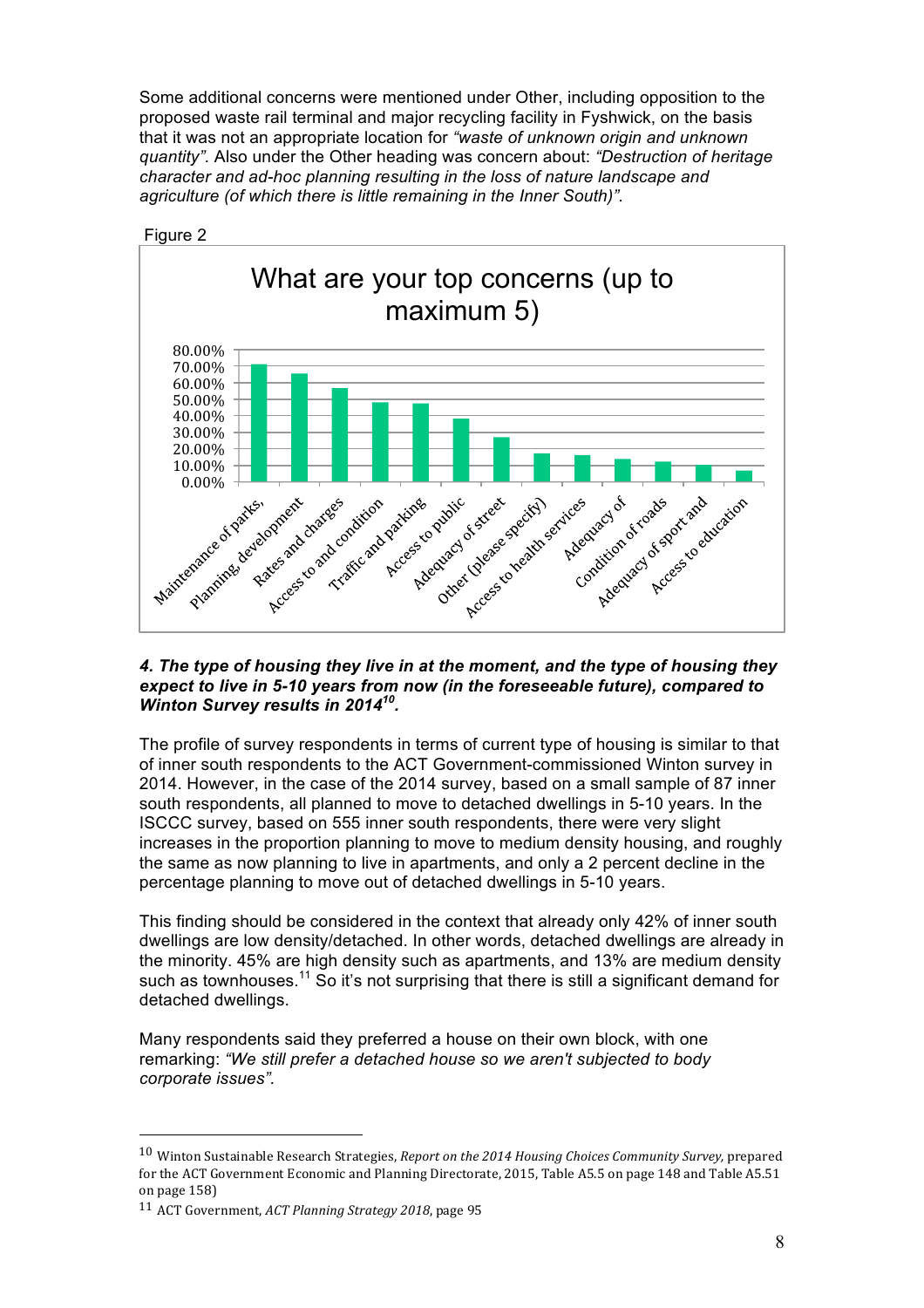Some additional concerns were mentioned under Other, including opposition to the proposed waste rail terminal and major recycling facility in Fyshwick, on the basis that it was not an appropriate location for *"waste of unknown origin and unknown quantity"*. Also under the Other heading was concern about: *"Destruction of heritage character and ad-hoc planning resulting in the loss of nature landscape and agriculture (of which there is little remaining in the Inner South)"*.

Figure 2

What are your top concerns (up to maximum 5)

| Concern | Percentage (approx.) |
|---|---|
| Maintenance of parks, | ~71% |
| Planning, development | ~65% |
| Rates and charges | ~57% |
| Access to and condition | ~48% |
| Traffic and parking | ~47% |
| Access to public | ~38% |
| Adequacy of street | ~27% |
| Other (please specify) | ~17% |
| Access to health services | ~16% |
| Adequacy of | ~14% |
| Condition of roads | ~12% |
| Adequacy of sport and | ~10% |
| Access to education | ~7% |

***4. The type of housing they live in at the moment, and the type of housing they expect to live in 5-10 years from now (in the foreseeable future), compared to Winton Survey results in 2014[10].***

The profile of survey respondents in terms of current type of housing is similar to that of inner south respondents to the ACT Government-commissioned Winton survey in 2014. However, in the case of the 2014 survey, based on a small sample of 87 inner south respondents, all planned to move to detached dwellings in 5-10 years. In the ISCCC survey, based on 555 inner south respondents, there were very slight increases in the proportion planning to move to medium density housing, and roughly the same as now planning to live in apartments, and only a 2 percent decline in the percentage planning to move out of detached dwellings in 5-10 years.

This finding should be considered in the context that already only 42% of inner south dwellings are low density/detached. In other words, detached dwellings are already in the minority. 45% are high density such as apartments, and 13% are medium density such as townhouses.[11] So it's not surprising that there is still a significant demand for detached dwellings.

Many respondents said they preferred a house on their own block, with one remarking: *"We still prefer a detached house so we aren't subjected to body corporate issues"*.

---

[10] Winton Sustainable Research Strategies, *Report on the 2014 Housing Choices Community Survey*, prepared for the ACT Government Economic and Planning Directorate, 2015, Table A5.5 on page 148 and Table A5.51 on page 158)

[11] ACT Government, *ACT Planning Strategy 2018*, page 95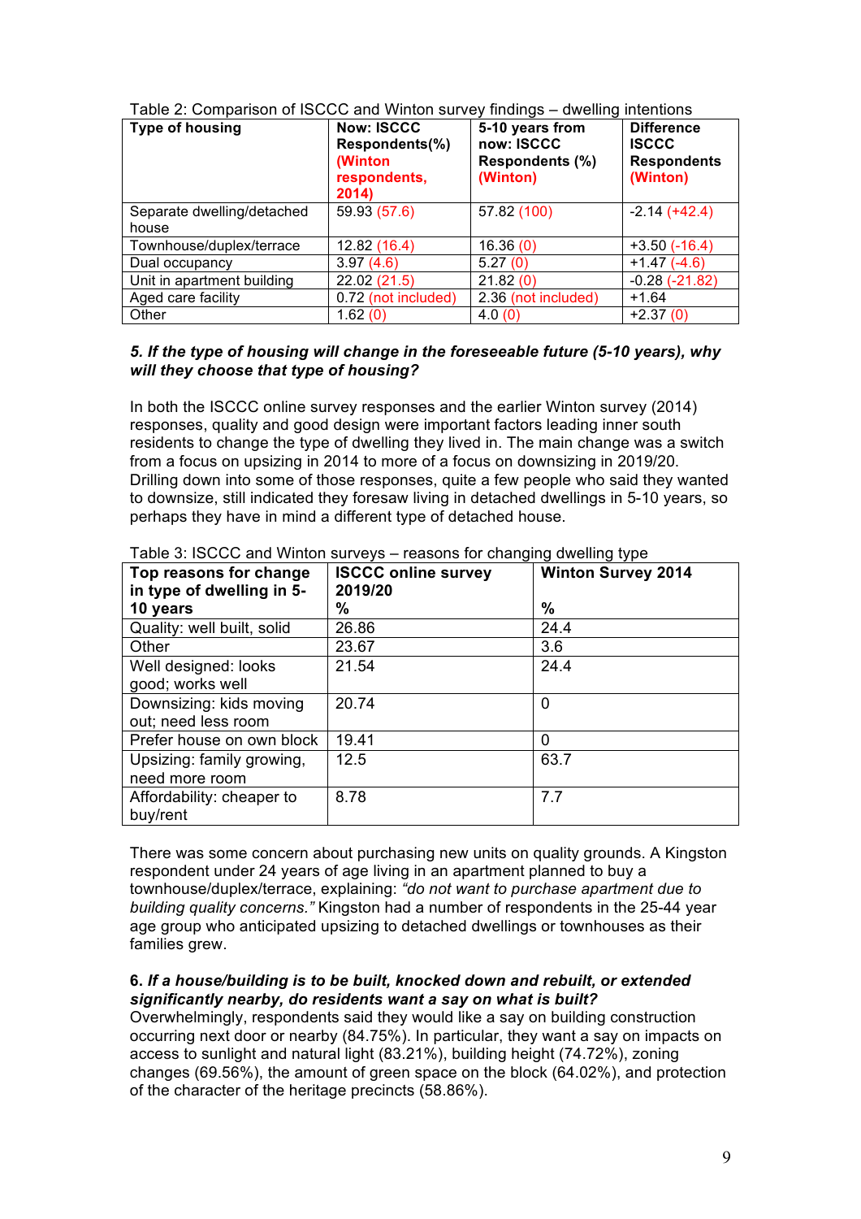Table 2: Comparison of ISCCC and Winton survey findings – dwelling intentions

| Type of housing | Now: ISCCC Respondents(%) (Winton respondents, 2014) | 5-10 years from now: ISCCC Respondents (%) (Winton) | Difference ISCCC Respondents (Winton) |
|---|---|---|---|
| Separate dwelling/detached house | 59.93 (57.6) | 57.82 (100) | -2.14 (+42.4) |
| Townhouse/duplex/terrace | 12.82 (16.4) | 16.36 (0) | +3.50 (-16.4) |
| Dual occupancy | 3.97 (4.6) | 5.27 (0) | +1.47 (-4.6) |
| Unit in apartment building | 22.02 (21.5) | 21.82 (0) | -0.28 (-21.82) |
| Aged care facility | 0.72 (not included) | 2.36 (not included) | +1.64 |
| Other | 1.62 (0) | 4.0 (0) | +2.37 (0) |

***5. If the type of housing will change in the foreseeable future (5-10 years), why will they choose that type of housing?***

In both the ISCCC online survey responses and the earlier Winton survey (2014) responses, quality and good design were important factors leading inner south residents to change the type of dwelling they lived in. The main change was a switch from a focus on upsizing in 2014 to more of a focus on downsizing in 2019/20. Drilling down into some of those responses, quite a few people who said they wanted to downsize, still indicated they foresaw living in detached dwellings in 5-10 years, so perhaps they have in mind a different type of detached house.

Table 3: ISCCC and Winton surveys – reasons for changing dwelling type

| Top reasons for change in type of dwelling in 5-10 years | ISCCC online survey 2019/20 % | Winton Survey 2014 % |
|---|---|---|
| Quality: well built, solid | 26.86 | 24.4 |
| Other | 23.67 | 3.6 |
| Well designed: looks good; works well | 21.54 | 24.4 |
| Downsizing: kids moving out; need less room | 20.74 | 0 |
| Prefer house on own block | 19.41 | 0 |
| Upsizing: family growing, need more room | 12.5 | 63.7 |
| Affordability: cheaper to buy/rent | 8.78 | 7.7 |

There was some concern about purchasing new units on quality grounds. A Kingston respondent under 24 years of age living in an apartment planned to buy a townhouse/duplex/terrace, explaining: *"do not want to purchase apartment due to building quality concerns."* Kingston had a number of respondents in the 25-44 year age group who anticipated upsizing to detached dwellings or townhouses as their families grew.

**6.** ***If a house/building is to be built, knocked down and rebuilt, or extended significantly nearby, do residents want a say on what is built?***

Overwhelmingly, respondents said they would like a say on building construction occurring next door or nearby (84.75%). In particular, they want a say on impacts on access to sunlight and natural light (83.21%), building height (74.72%), zoning changes (69.56%), the amount of green space on the block (64.02%), and protection of the character of the heritage precincts (58.86%).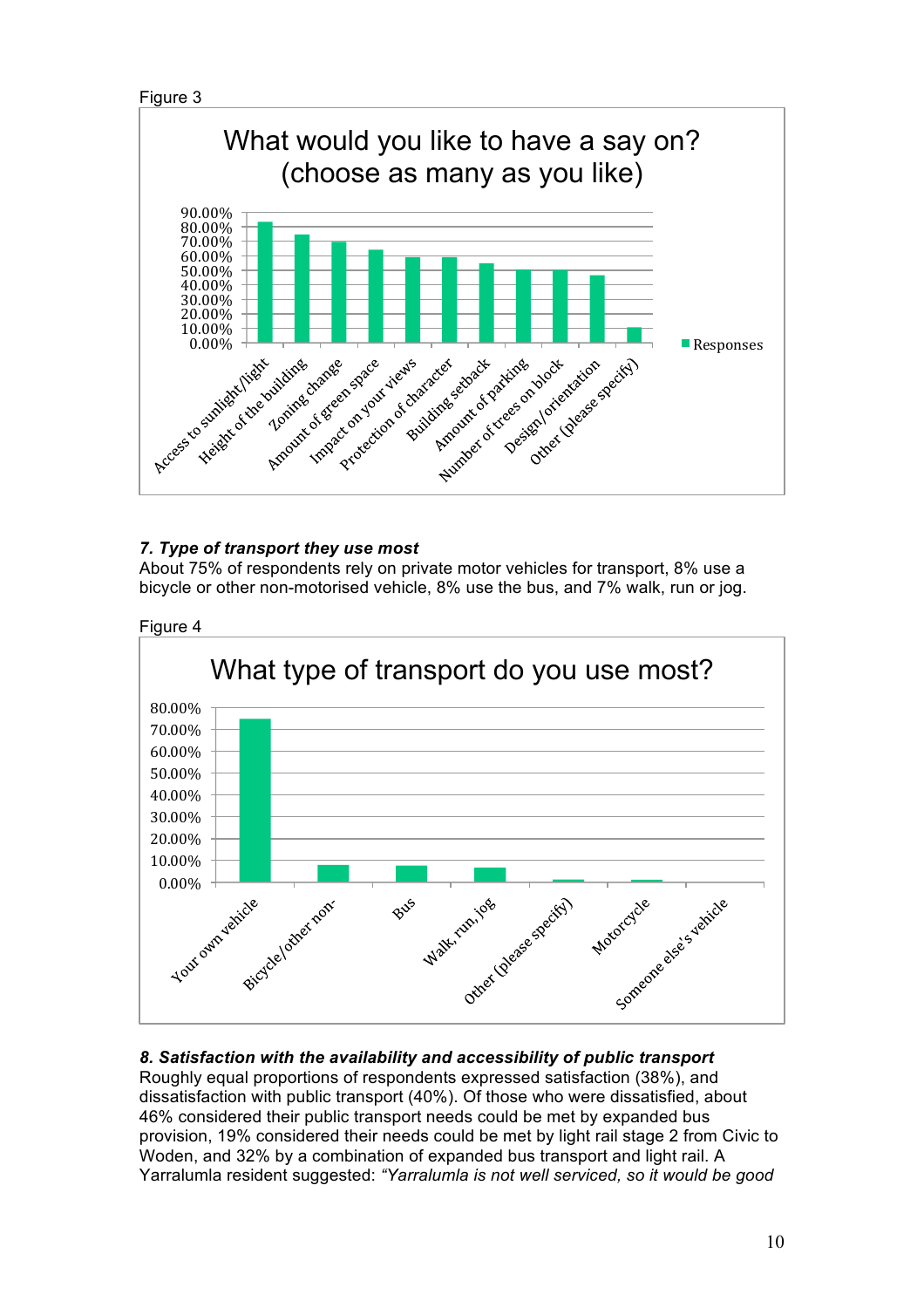Figure 3

**What would you like to have a say on? (choose as many as you like)**

| Option | Responses |
|---|---|
| Access to sunlight/light | |
| Height of the building | |
| Zoning change | |
| Amount of green space | |
| Impact on your views | |
| Protection of character | |
| Building setback | |
| Amount of parking | |
| Number of trees on block | |
| Design/orientation | |
| Other (please specify) | |

### *7. Type of transport they use most*

About 75% of respondents rely on private motor vehicles for transport, 8% use a bicycle or other non-motorised vehicle, 8% use the bus, and 7% walk, run or jog.

Figure 4

**What type of transport do you use most?**

| Option | Responses |
|---|---|
| Your own vehicle | |
| Bicycle/other non- | |
| Bus | |
| Walk, run, jog | |
| Other (please specify) | |
| Motorcycle | |
| Someone else's vehicle | |

### *8. Satisfaction with the availability and accessibility of public transport*

Roughly equal proportions of respondents expressed satisfaction (38%), and dissatisfaction with public transport (40%). Of those who were dissatisfied, about 46% considered their public transport needs could be met by expanded bus provision, 19% considered their needs could be met by light rail stage 2 from Civic to Woden, and 32% by a combination of expanded bus transport and light rail. A Yarralumla resident suggested: *"Yarralumla is not well serviced, so it would be good*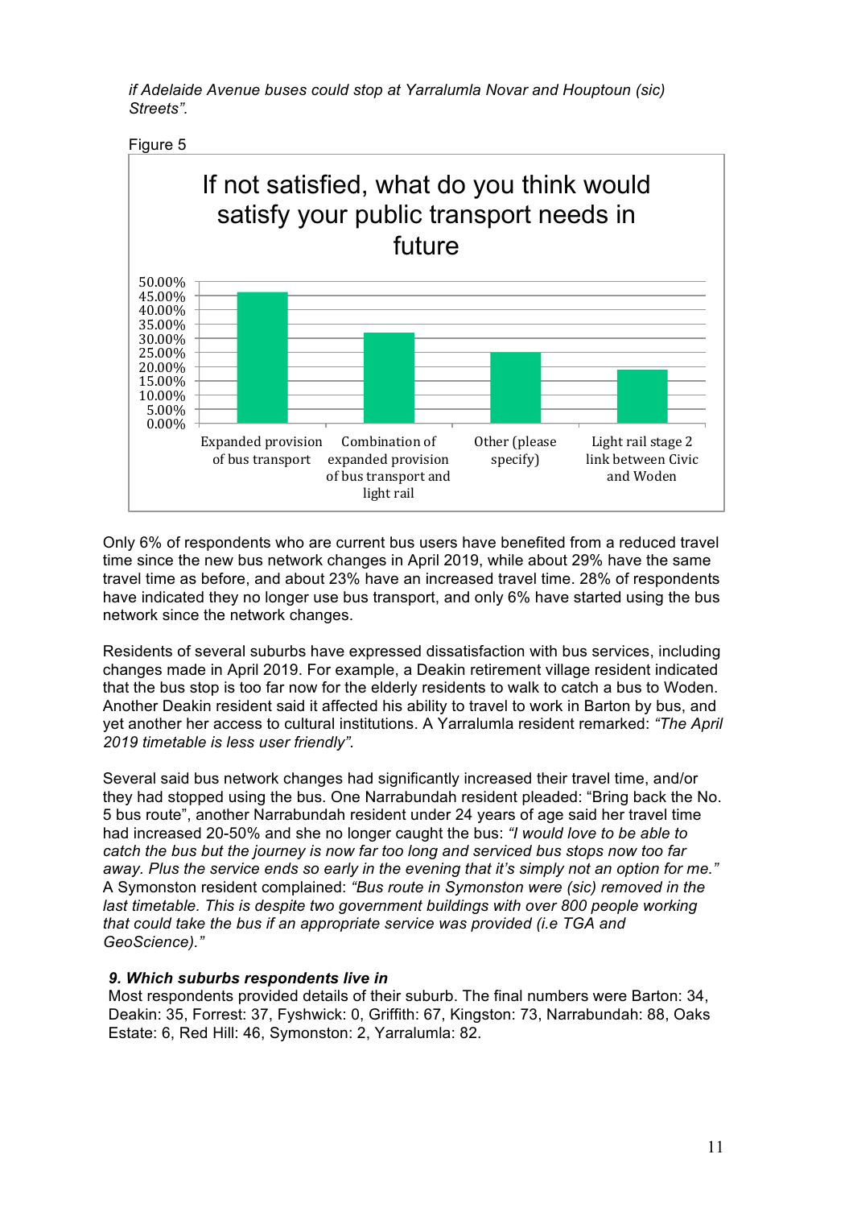*if Adelaide Avenue buses could stop at Yarralumla Novar and Houptoun (sic) Streets".*

Figure 5

Only 6% of respondents who are current bus users have benefited from a reduced travel time since the new bus network changes in April 2019, while about 29% have the same travel time as before, and about 23% have an increased travel time. 28% of respondents have indicated they no longer use bus transport, and only 6% have started using the bus network since the network changes.

Residents of several suburbs have expressed dissatisfaction with bus services, including changes made in April 2019. For example, a Deakin retirement village resident indicated that the bus stop is too far now for the elderly residents to walk to catch a bus to Woden. Another Deakin resident said it affected his ability to travel to work in Barton by bus, and yet another her access to cultural institutions. A Yarralumla resident remarked: *"The April 2019 timetable is less user friendly".*

Several said bus network changes had significantly increased their travel time, and/or they had stopped using the bus. One Narrabundah resident pleaded: "Bring back the No. 5 bus route", another Narrabundah resident under 24 years of age said her travel time had increased 20-50% and she no longer caught the bus: *"I would love to be able to catch the bus but the journey is now far too long and serviced bus stops now too far away. Plus the service ends so early in the evening that it's simply not an option for me."* A Symonston resident complained: *"Bus route in Symonston were (sic) removed in the last timetable. This is despite two government buildings with over 800 people working that could take the bus if an appropriate service was provided (i.e TGA and GeoScience)."*

***9. Which suburbs respondents live in***

Most respondents provided details of their suburb. The final numbers were Barton: 34, Deakin: 35, Forrest: 37, Fyshwick: 0, Griffith: 67, Kingston: 73, Narrabundah: 88, Oaks Estate: 6, Red Hill: 46, Symonston: 2, Yarralumla: 82.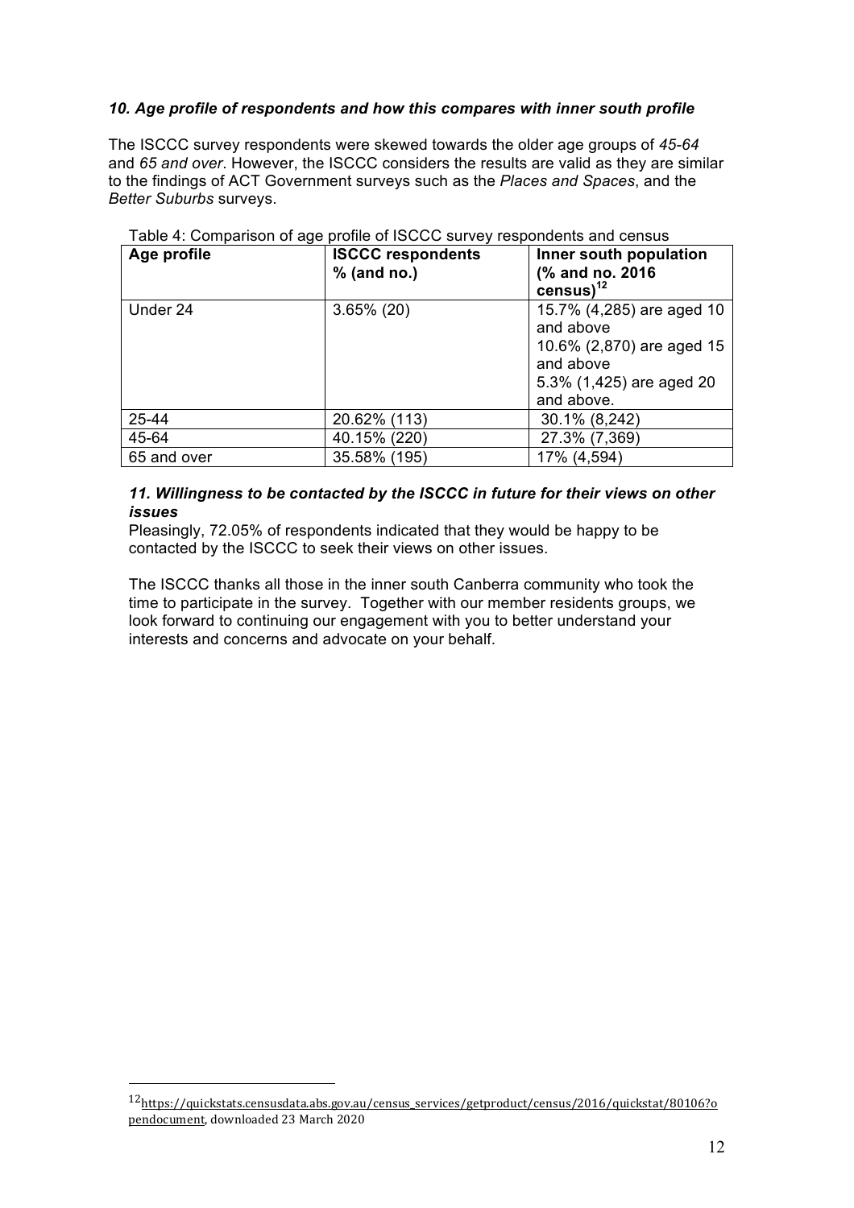### *10. Age profile of respondents and how this compares with inner south profile*

The ISCCC survey respondents were skewed towards the older age groups of *45-64* and *65 and over*. However, the ISCCC considers the results are valid as they are similar to the findings of ACT Government surveys such as the *Places and Spaces*, and the *Better Suburbs* surveys.

Table 4: Comparison of age profile of ISCCC survey respondents and census

| Age profile | ISCCC respondents % (and no.) | Inner south population (% and no. 2016 census)[12] |
|---|---|---|
| Under 24 | 3.65% (20) | 15.7% (4,285) are aged 10 and above<br>10.6% (2,870) are aged 15 and above<br>5.3% (1,425) are aged 20 and above. |
| 25-44 | 20.62% (113) | 30.1% (8,242) |
| 45-64 | 40.15% (220) | 27.3% (7,369) |
| 65 and over | 35.58% (195) | 17% (4,594) |

### *11. Willingness to be contacted by the ISCCC in future for their views on other issues*

Pleasingly, 72.05% of respondents indicated that they would be happy to be contacted by the ISCCC to seek their views on other issues.

The ISCCC thanks all those in the inner south Canberra community who took the time to participate in the survey. Together with our member residents groups, we look forward to continuing our engagement with you to better understand your interests and concerns and advocate on your behalf.

---

[12] https://quickstats.censusdata.abs.gov.au/census_services/getproduct/census/2016/quickstat/80106?opendocument, downloaded 23 March 2020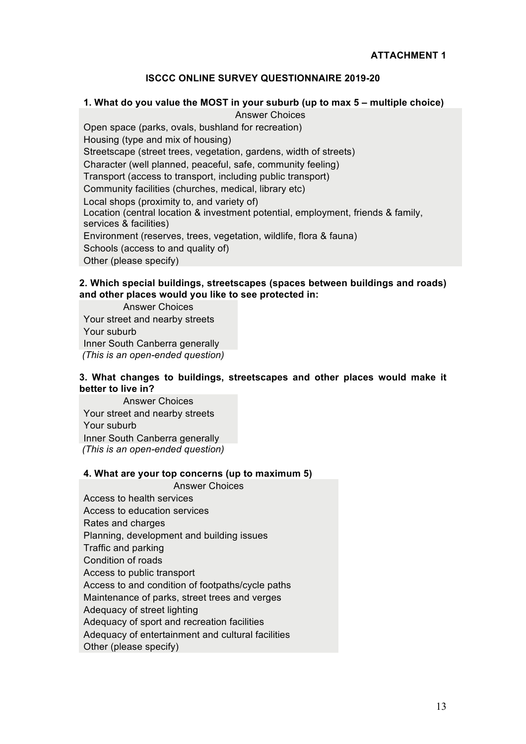**ATTACHMENT 1**

## ISCCC ONLINE SURVEY QUESTIONNAIRE 2019-20

**1. What do you value the MOST in your suburb (up to max 5 – multiple choice)**

| Answer Choices |
|---|
| Open space (parks, ovals, bushland for recreation) |
| Housing (type and mix of housing) |
| Streetscape (street trees, vegetation, gardens, width of streets) |
| Character (well planned, peaceful, safe, community feeling) |
| Transport (access to transport, including public transport) |
| Community facilities (churches, medical, library etc) |
| Local shops (proximity to, and variety of) |
| Location (central location & investment potential, employment, friends & family, services & facilities) |
| Environment (reserves, trees, vegetation, wildlife, flora & fauna) |
| Schools (access to and quality of) |
| Other (please specify) |

**2. Which special buildings, streetscapes (spaces between buildings and roads) and other places would you like to see protected in:**

| Answer Choices |
|---|
| Your street and nearby streets |
| Your suburb |
| Inner South Canberra generally |

*(This is an open-ended question)*

**3. What changes to buildings, streetscapes and other places would make it better to live in?**

| Answer Choices |
|---|
| Your street and nearby streets |
| Your suburb |
| Inner South Canberra generally |

*(This is an open-ended question)*

**4. What are your top concerns (up to maximum 5)**

| Answer Choices |
|---|
| Access to health services |
| Access to education services |
| Rates and charges |
| Planning, development and building issues |
| Traffic and parking |
| Condition of roads |
| Access to public transport |
| Access to and condition of footpaths/cycle paths |
| Maintenance of parks, street trees and verges |
| Adequacy of street lighting |
| Adequacy of sport and recreation facilities |
| Adequacy of entertainment and cultural facilities |
| Other (please specify) |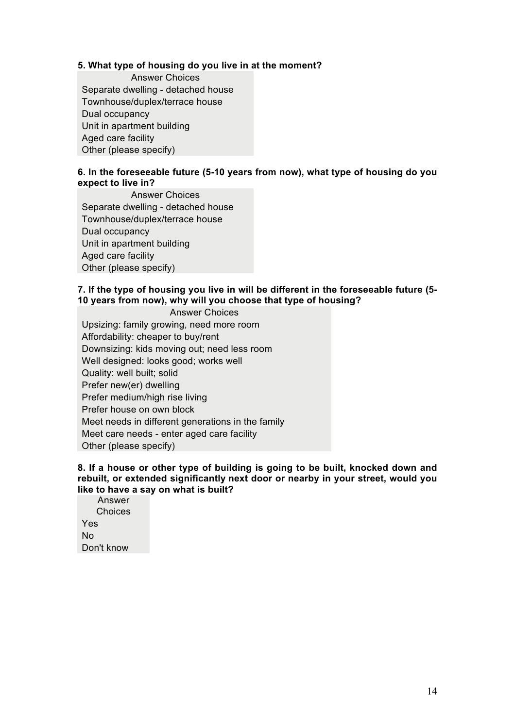**5. What type of housing do you live in at the moment?**

| Answer Choices |
|---|
| Separate dwelling - detached house |
| Townhouse/duplex/terrace house |
| Dual occupancy |
| Unit in apartment building |
| Aged care facility |
| Other (please specify) |

**6. In the foreseeable future (5-10 years from now), what type of housing do you expect to live in?**

| Answer Choices |
|---|
| Separate dwelling - detached house |
| Townhouse/duplex/terrace house |
| Dual occupancy |
| Unit in apartment building |
| Aged care facility |
| Other (please specify) |

**7. If the type of housing you live in will be different in the foreseeable future (5-10 years from now), why will you choose that type of housing?**

| Answer Choices |
|---|
| Upsizing: family growing, need more room |
| Affordability: cheaper to buy/rent |
| Downsizing: kids moving out; need less room |
| Well designed: looks good; works well |
| Quality: well built; solid |
| Prefer new(er) dwelling |
| Prefer medium/high rise living |
| Prefer house on own block |
| Meet needs in different generations in the family |
| Meet care needs - enter aged care facility |
| Other (please specify) |

**8. If a house or other type of building is going to be built, knocked down and rebuilt, or extended significantly next door or nearby in your street, would you like to have a say on what is built?**

| Answer Choices |
|---|
| Yes |
| No |
| Don't know |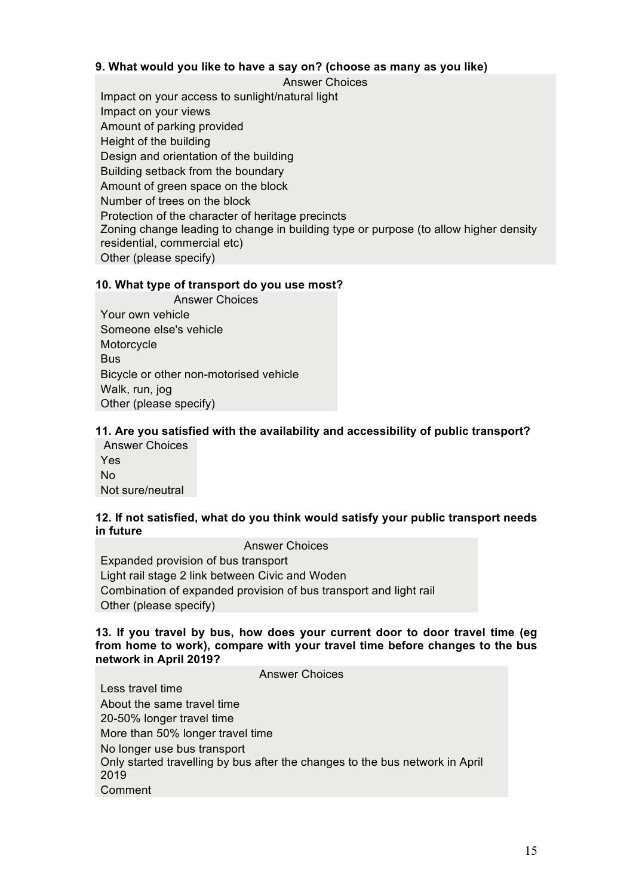**9. What would you like to have a say on? (choose as many as you like)**

| Answer Choices |
|---|
| Impact on your access to sunlight/natural light |
| Impact on your views |
| Amount of parking provided |
| Height of the building |
| Design and orientation of the building |
| Building setback from the boundary |
| Amount of green space on the block |
| Number of trees on the block |
| Protection of the character of heritage precincts |
| Zoning change leading to change in building type or purpose (to allow higher density residential, commercial etc) |
| Other (please specify) |

**10. What type of transport do you use most?**

| Answer Choices |
|---|
| Your own vehicle |
| Someone else's vehicle |
| Motorcycle |
| Bus |
| Bicycle or other non-motorised vehicle |
| Walk, run, jog |
| Other (please specify) |

**11. Are you satisfied with the availability and accessibility of public transport?**

| Answer Choices |
|---|
| Yes |
| No |
| Not sure/neutral |

**12. If not satisfied, what do you think would satisfy your public transport needs in future**

| Answer Choices |
|---|
| Expanded provision of bus transport |
| Light rail stage 2 link between Civic and Woden |
| Combination of expanded provision of bus transport and light rail |
| Other (please specify) |

**13. If you travel by bus, how does your current door to door travel time (eg from home to work), compare with your travel time before changes to the bus network in April 2019?**

| Answer Choices |
|---|
| Less travel time |
| About the same travel time |
| 20-50% longer travel time |
| More than 50% longer travel time |
| No longer use bus transport |
| Only started travelling by bus after the changes to the bus network in April 2019 |
| Comment |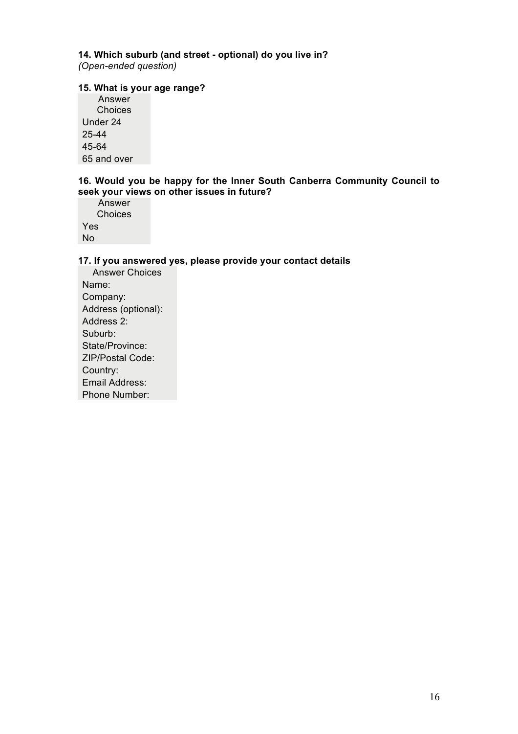**14. Which suburb (and street - optional) do you live in?**
*(Open-ended question)*

**15. What is your age range?**

| Answer Choices |
| --- |
| Under 24 |
| 25-44 |
| 45-64 |
| 65 and over |

**16. Would you be happy for the Inner South Canberra Community Council to seek your views on other issues in future?**

| Answer Choices |
| --- |
| Yes |
| No |

**17. If you answered yes, please provide your contact details**

| Answer Choices |
| --- |
| Name: |
| Company: |
| Address (optional): |
| Address 2: |
| Suburb: |
| State/Province: |
| ZIP/Postal Code: |
| Country: |
| Email Address: |
| Phone Number: |